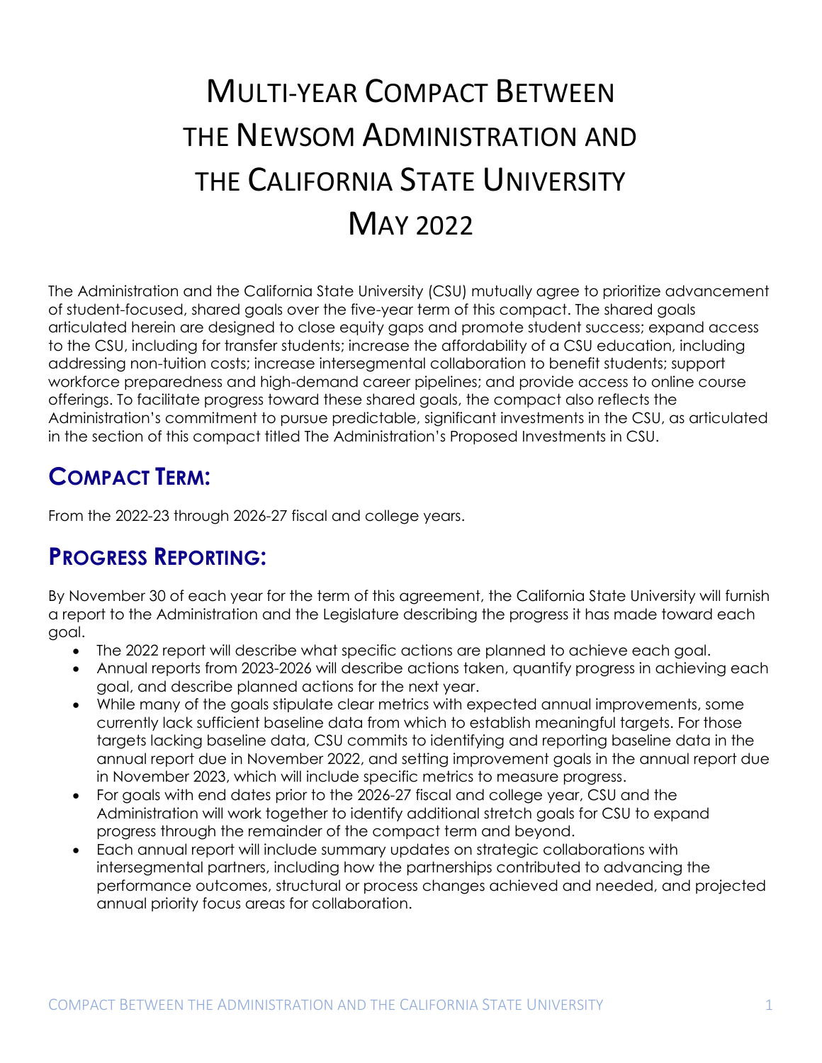# Multi-year Compact Between the Newsom Administration and the California State University May 2022

The Administration and the California State University (CSU) mutually agree to prioritize advancement of student-focused, shared goals over the five-year term of this compact. The shared goals articulated herein are designed to close equity gaps and promote student success; expand access to the CSU, including for transfer students; increase the affordability of a CSU education, including addressing non-tuition costs; increase intersegmental collaboration to benefit students; support workforce preparedness and high-demand career pipelines; and provide access to online course offerings. To facilitate progress toward these shared goals, the compact also reflects the Administration's commitment to pursue predictable, significant investments in the CSU, as articulated in the section of this compact titled The Administration's Proposed Investments in CSU.

## Compact Term:

From the 2022-23 through 2026-27 fiscal and college years.

## Progress Reporting:

By November 30 of each year for the term of this agreement, the California State University will furnish a report to the Administration and the Legislature describing the progress it has made toward each goal.

- The 2022 report will describe what specific actions are planned to achieve each goal.
- Annual reports from 2023-2026 will describe actions taken, quantify progress in achieving each goal, and describe planned actions for the next year.
- While many of the goals stipulate clear metrics with expected annual improvements, some currently lack sufficient baseline data from which to establish meaningful targets. For those targets lacking baseline data, CSU commits to identifying and reporting baseline data in the annual report due in November 2022, and setting improvement goals in the annual report due in November 2023, which will include specific metrics to measure progress.
- For goals with end dates prior to the 2026-27 fiscal and college year, CSU and the Administration will work together to identify additional stretch goals for CSU to expand progress through the remainder of the compact term and beyond.
- Each annual report will include summary updates on strategic collaborations with intersegmental partners, including how the partnerships contributed to advancing the performance outcomes, structural or process changes achieved and needed, and projected annual priority focus areas for collaboration.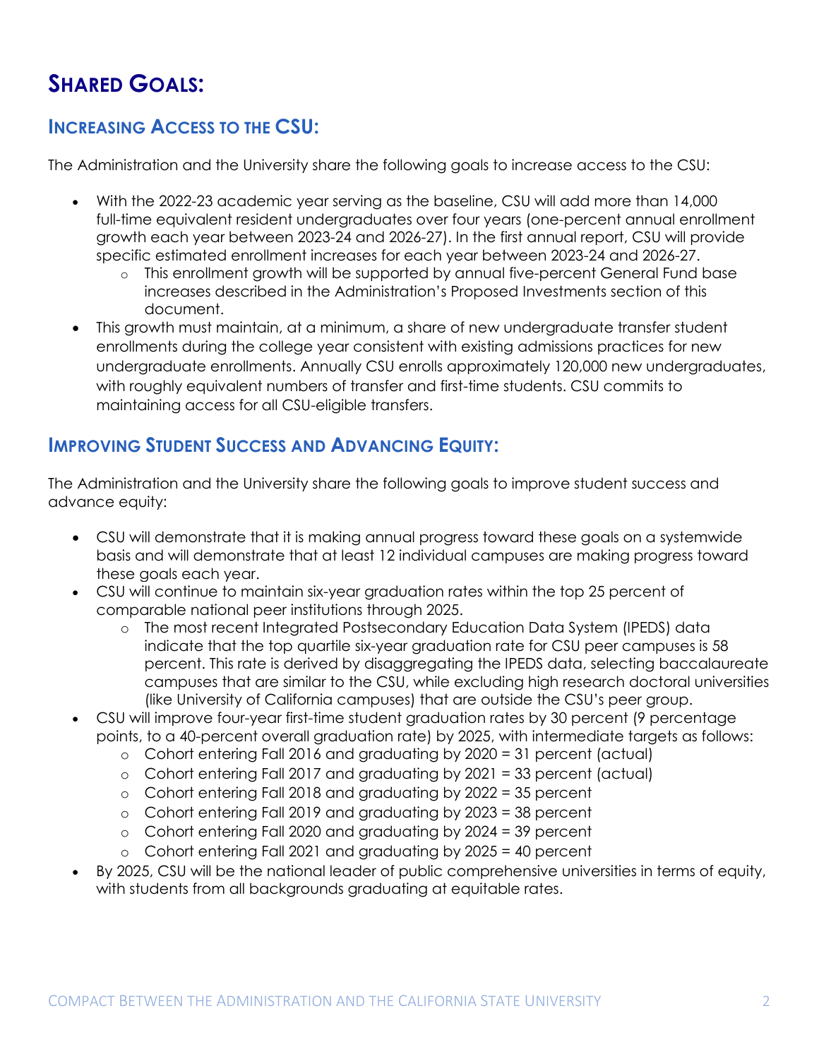# Shared Goals:

## Increasing Access to the CSU:

The Administration and the University share the following goals to increase access to the CSU:

- With the 2022-23 academic year serving as the baseline, CSU will add more than 14,000 full-time equivalent resident undergraduates over four years (one-percent annual enrollment growth each year between 2023-24 and 2026-27). In the first annual report, CSU will provide specific estimated enrollment increases for each year between 2023-24 and 2026-27.
  - This enrollment growth will be supported by annual five-percent General Fund base increases described in the Administration's Proposed Investments section of this document.
- This growth must maintain, at a minimum, a share of new undergraduate transfer student enrollments during the college year consistent with existing admissions practices for new undergraduate enrollments. Annually CSU enrolls approximately 120,000 new undergraduates, with roughly equivalent numbers of transfer and first-time students. CSU commits to maintaining access for all CSU-eligible transfers.

## Improving Student Success and Advancing Equity:

The Administration and the University share the following goals to improve student success and advance equity:

- CSU will demonstrate that it is making annual progress toward these goals on a systemwide basis and will demonstrate that at least 12 individual campuses are making progress toward these goals each year.
- CSU will continue to maintain six-year graduation rates within the top 25 percent of comparable national peer institutions through 2025.
  - The most recent Integrated Postsecondary Education Data System (IPEDS) data indicate that the top quartile six-year graduation rate for CSU peer campuses is 58 percent. This rate is derived by disaggregating the IPEDS data, selecting baccalaureate campuses that are similar to the CSU, while excluding high research doctoral universities (like University of California campuses) that are outside the CSU's peer group.
- CSU will improve four-year first-time student graduation rates by 30 percent (9 percentage points, to a 40-percent overall graduation rate) by 2025, with intermediate targets as follows:
  - Cohort entering Fall 2016 and graduating by 2020 = 31 percent (actual)
  - Cohort entering Fall 2017 and graduating by 2021 = 33 percent (actual)
  - Cohort entering Fall 2018 and graduating by 2022 = 35 percent
  - Cohort entering Fall 2019 and graduating by 2023 = 38 percent
  - Cohort entering Fall 2020 and graduating by 2024 = 39 percent
  - Cohort entering Fall 2021 and graduating by 2025 = 40 percent
- By 2025, CSU will be the national leader of public comprehensive universities in terms of equity, with students from all backgrounds graduating at equitable rates.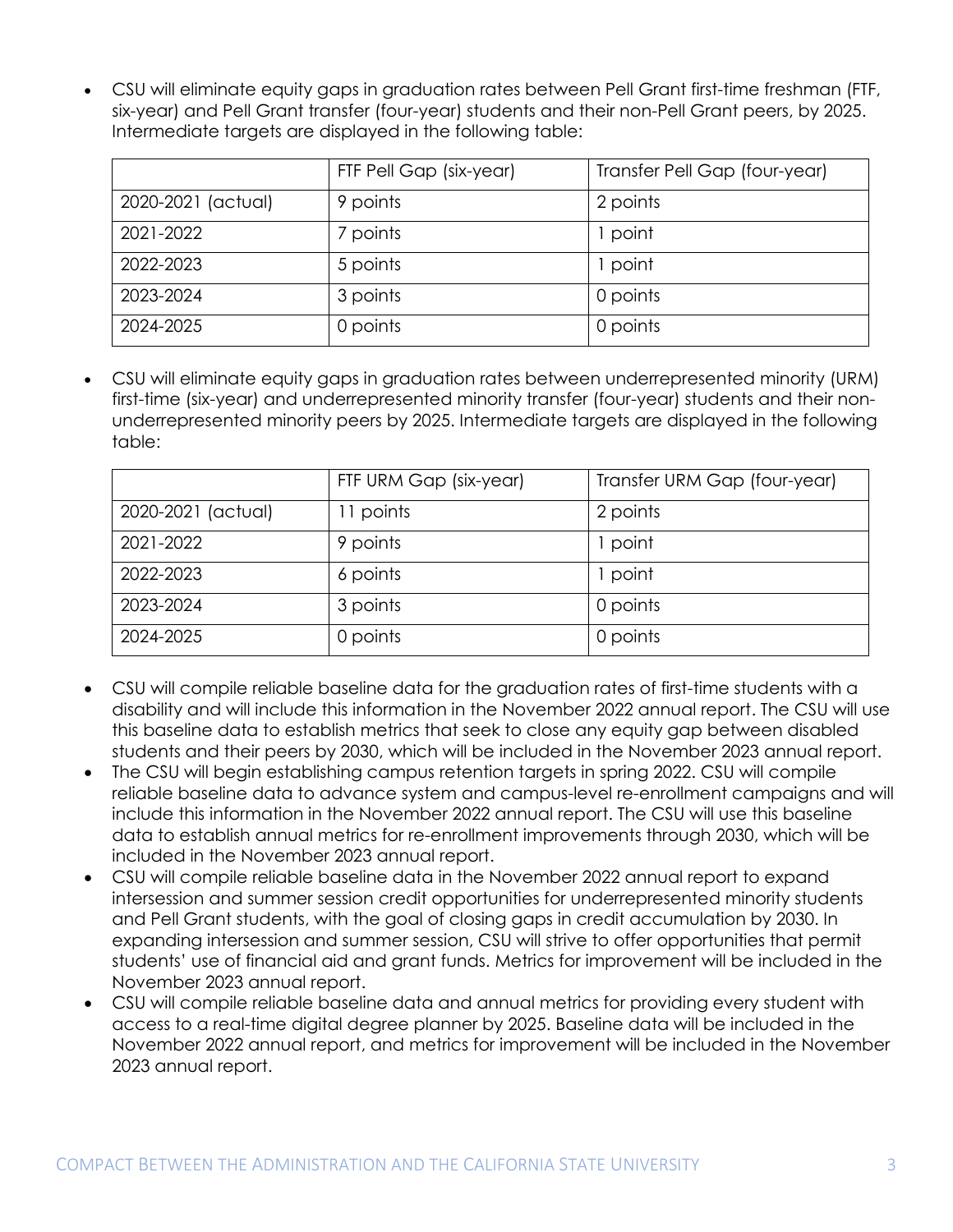- CSU will eliminate equity gaps in graduation rates between Pell Grant first-time freshman (FTF, six-year) and Pell Grant transfer (four-year) students and their non-Pell Grant peers, by 2025. Intermediate targets are displayed in the following table:

| | FTF Pell Gap (six-year) | Transfer Pell Gap (four-year) |
|---|---|---|
| 2020-2021 (actual) | 9 points | 2 points |
| 2021-2022 | 7 points | 1 point |
| 2022-2023 | 5 points | 1 point |
| 2023-2024 | 3 points | 0 points |
| 2024-2025 | 0 points | 0 points |

- CSU will eliminate equity gaps in graduation rates between underrepresented minority (URM) first-time (six-year) and underrepresented minority transfer (four-year) students and their non-underrepresented minority peers by 2025. Intermediate targets are displayed in the following table:

| | FTF URM Gap (six-year) | Transfer URM Gap (four-year) |
|---|---|---|
| 2020-2021 (actual) | 11 points | 2 points |
| 2021-2022 | 9 points | 1 point |
| 2022-2023 | 6 points | 1 point |
| 2023-2024 | 3 points | 0 points |
| 2024-2025 | 0 points | 0 points |

- CSU will compile reliable baseline data for the graduation rates of first-time students with a disability and will include this information in the November 2022 annual report. The CSU will use this baseline data to establish metrics that seek to close any equity gap between disabled students and their peers by 2030, which will be included in the November 2023 annual report.
- The CSU will begin establishing campus retention targets in spring 2022. CSU will compile reliable baseline data to advance system and campus-level re-enrollment campaigns and will include this information in the November 2022 annual report. The CSU will use this baseline data to establish annual metrics for re-enrollment improvements through 2030, which will be included in the November 2023 annual report.
- CSU will compile reliable baseline data in the November 2022 annual report to expand intersession and summer session credit opportunities for underrepresented minority students and Pell Grant students, with the goal of closing gaps in credit accumulation by 2030. In expanding intersession and summer session, CSU will strive to offer opportunities that permit students' use of financial aid and grant funds. Metrics for improvement will be included in the November 2023 annual report.
- CSU will compile reliable baseline data and annual metrics for providing every student with access to a real-time digital degree planner by 2025. Baseline data will be included in the November 2022 annual report, and metrics for improvement will be included in the November 2023 annual report.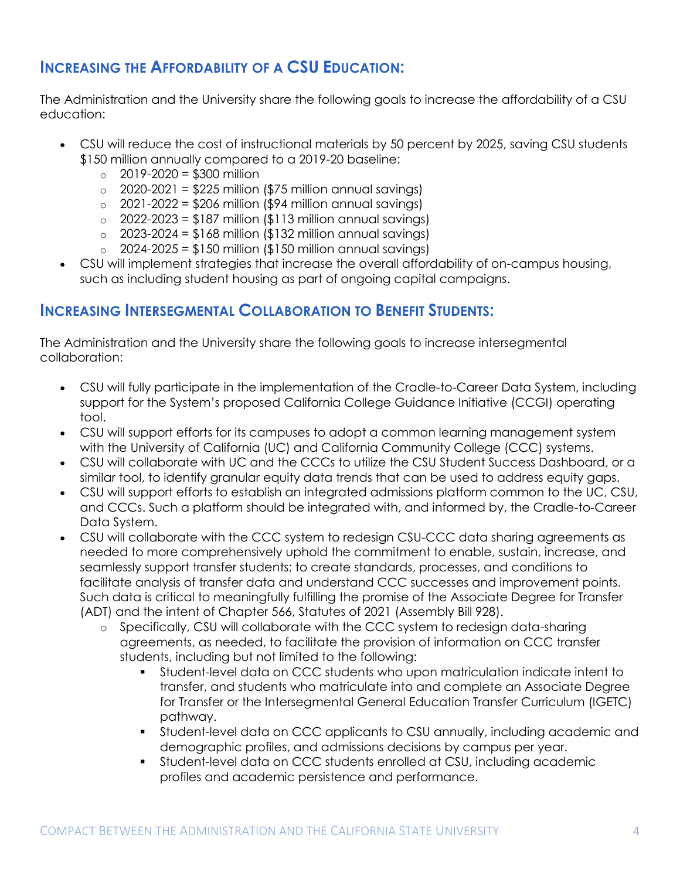## Increasing the Affordability of a CSU Education:

The Administration and the University share the following goals to increase the affordability of a CSU education:

- CSU will reduce the cost of instructional materials by 50 percent by 2025, saving CSU students $150 million annually compared to a 2019-20 baseline:
    - 2019-2020 = $300 million
    - 2020-2021 = $225 million ($75 million annual savings)
    - 2021-2022 = $206 million ($94 million annual savings)
    - 2022-2023 = $187 million ($113 million annual savings)
    - 2023-2024 = $168 million ($132 million annual savings)
    - 2024-2025 = $150 million ($150 million annual savings)
- CSU will implement strategies that increase the overall affordability of on-campus housing, such as including student housing as part of ongoing capital campaigns.

## Increasing Intersegmental Collaboration to Benefit Students:

The Administration and the University share the following goals to increase intersegmental collaboration:

- CSU will fully participate in the implementation of the Cradle-to-Career Data System, including support for the System's proposed California College Guidance Initiative (CCGI) operating tool.
- CSU will support efforts for its campuses to adopt a common learning management system with the University of California (UC) and California Community College (CCC) systems.
- CSU will collaborate with UC and the CCCs to utilize the CSU Student Success Dashboard, or a similar tool, to identify granular equity data trends that can be used to address equity gaps.
- CSU will support efforts to establish an integrated admissions platform common to the UC, CSU, and CCCs. Such a platform should be integrated with, and informed by, the Cradle-to-Career Data System.
- CSU will collaborate with the CCC system to redesign CSU-CCC data sharing agreements as needed to more comprehensively uphold the commitment to enable, sustain, increase, and seamlessly support transfer students; to create standards, processes, and conditions to facilitate analysis of transfer data and understand CCC successes and improvement points. Such data is critical to meaningfully fulfilling the promise of the Associate Degree for Transfer (ADT) and the intent of Chapter 566, Statutes of 2021 (Assembly Bill 928).
    - Specifically, CSU will collaborate with the CCC system to redesign data-sharing agreements, as needed, to facilitate the provision of information on CCC transfer students, including but not limited to the following:
        - Student-level data on CCC students who upon matriculation indicate intent to transfer, and students who matriculate into and complete an Associate Degree for Transfer or the Intersegmental General Education Transfer Curriculum (IGETC) pathway.
        - Student-level data on CCC applicants to CSU annually, including academic and demographic profiles, and admissions decisions by campus per year.
        - Student-level data on CCC students enrolled at CSU, including academic profiles and academic persistence and performance.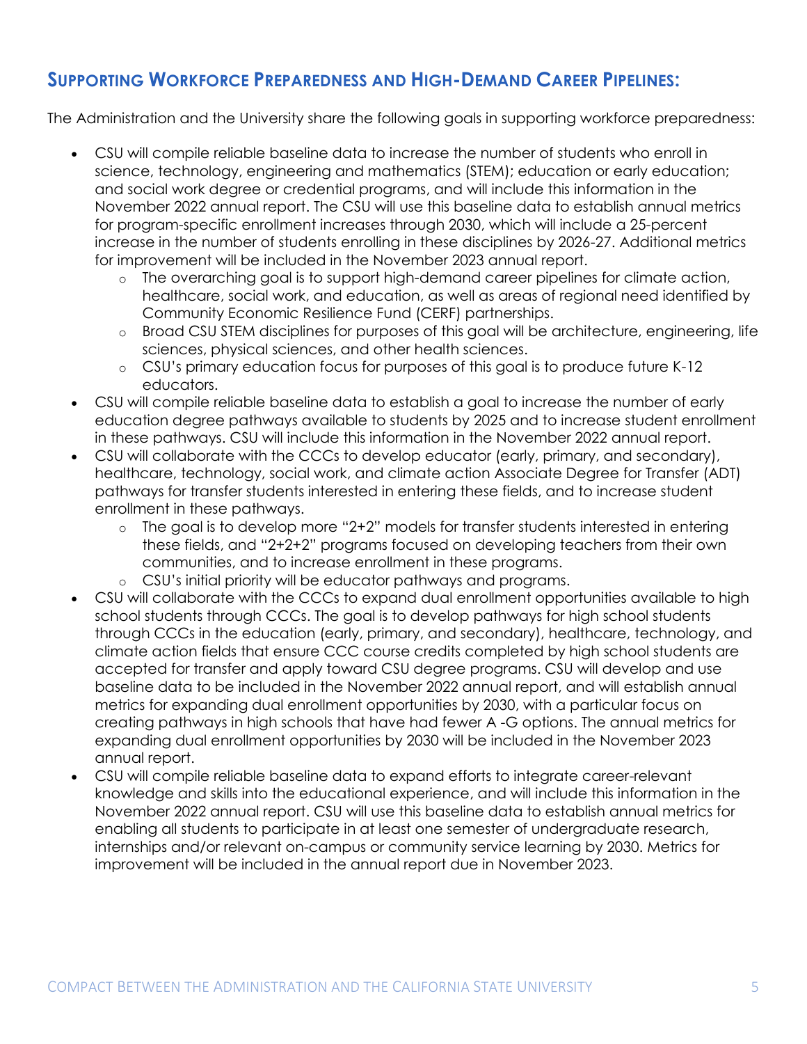## SUPPORTING WORKFORCE PREPAREDNESS AND HIGH-DEMAND CAREER PIPELINES:

The Administration and the University share the following goals in supporting workforce preparedness:

- CSU will compile reliable baseline data to increase the number of students who enroll in science, technology, engineering and mathematics (STEM); education or early education; and social work degree or credential programs, and will include this information in the November 2022 annual report. The CSU will use this baseline data to establish annual metrics for program-specific enrollment increases through 2030, which will include a 25-percent increase in the number of students enrolling in these disciplines by 2026-27. Additional metrics for improvement will be included in the November 2023 annual report.
  - The overarching goal is to support high-demand career pipelines for climate action, healthcare, social work, and education, as well as areas of regional need identified by Community Economic Resilience Fund (CERF) partnerships.
  - Broad CSU STEM disciplines for purposes of this goal will be architecture, engineering, life sciences, physical sciences, and other health sciences.
  - CSU's primary education focus for purposes of this goal is to produce future K-12 educators.
- CSU will compile reliable baseline data to establish a goal to increase the number of early education degree pathways available to students by 2025 and to increase student enrollment in these pathways. CSU will include this information in the November 2022 annual report.
- CSU will collaborate with the CCCs to develop educator (early, primary, and secondary), healthcare, technology, social work, and climate action Associate Degree for Transfer (ADT) pathways for transfer students interested in entering these fields, and to increase student enrollment in these pathways.
  - The goal is to develop more "2+2" models for transfer students interested in entering these fields, and "2+2+2" programs focused on developing teachers from their own communities, and to increase enrollment in these programs.
  - CSU's initial priority will be educator pathways and programs.
- CSU will collaborate with the CCCs to expand dual enrollment opportunities available to high school students through CCCs. The goal is to develop pathways for high school students through CCCs in the education (early, primary, and secondary), healthcare, technology, and climate action fields that ensure CCC course credits completed by high school students are accepted for transfer and apply toward CSU degree programs. CSU will develop and use baseline data to be included in the November 2022 annual report, and will establish annual metrics for expanding dual enrollment opportunities by 2030, with a particular focus on creating pathways in high schools that have had fewer A -G options. The annual metrics for expanding dual enrollment opportunities by 2030 will be included in the November 2023 annual report.
- CSU will compile reliable baseline data to expand efforts to integrate career-relevant knowledge and skills into the educational experience, and will include this information in the November 2022 annual report. CSU will use this baseline data to establish annual metrics for enabling all students to participate in at least one semester of undergraduate research, internships and/or relevant on-campus or community service learning by 2030. Metrics for improvement will be included in the annual report due in November 2023.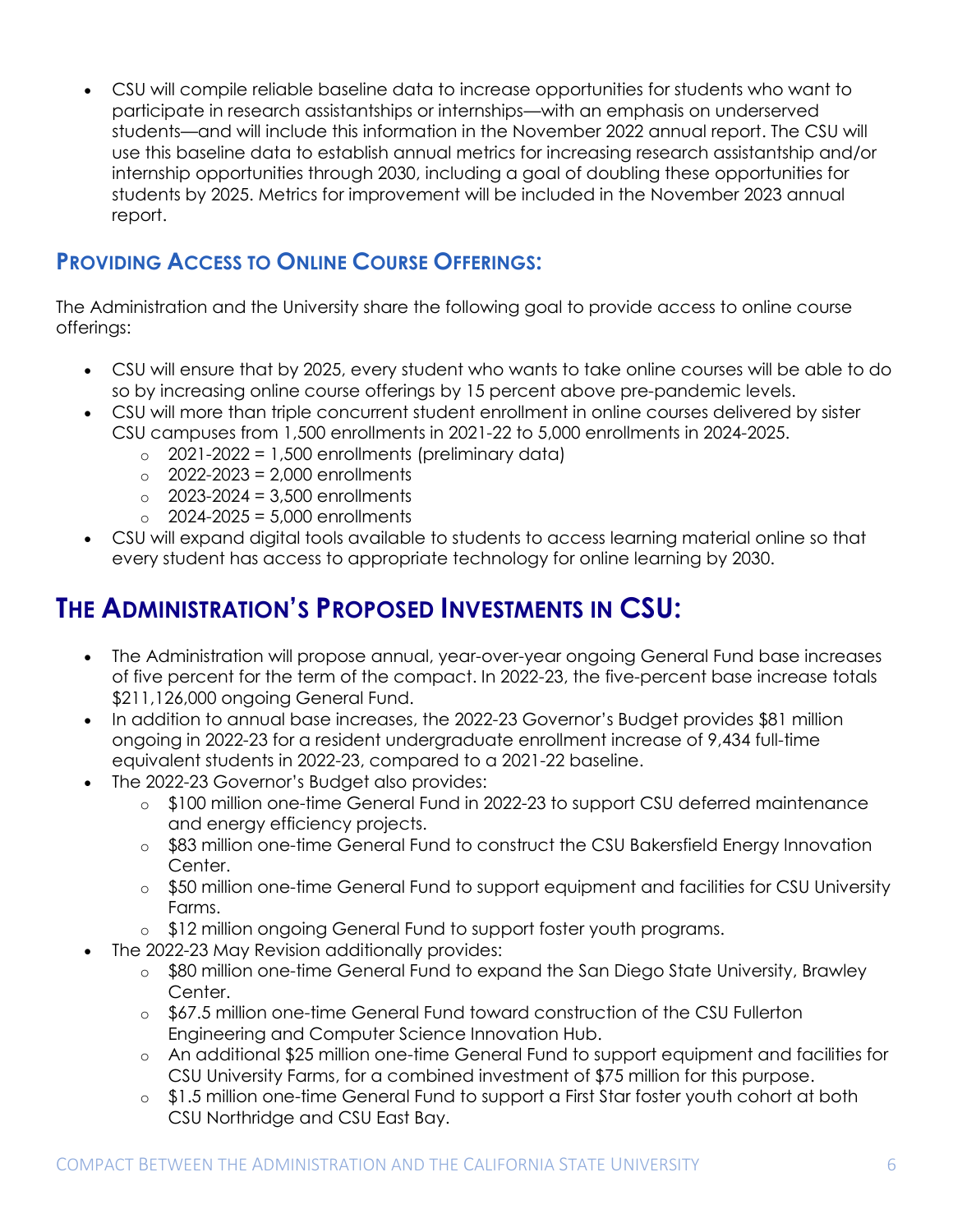- CSU will compile reliable baseline data to increase opportunities for students who want to participate in research assistantships or internships—with an emphasis on underserved students—and will include this information in the November 2022 annual report. The CSU will use this baseline data to establish annual metrics for increasing research assistantship and/or internship opportunities through 2030, including a goal of doubling these opportunities for students by 2025. Metrics for improvement will be included in the November 2023 annual report.

### PROVIDING ACCESS TO ONLINE COURSE OFFERINGS:

The Administration and the University share the following goal to provide access to online course offerings:

- CSU will ensure that by 2025, every student who wants to take online courses will be able to do so by increasing online course offerings by 15 percent above pre-pandemic levels.
- CSU will more than triple concurrent student enrollment in online courses delivered by sister CSU campuses from 1,500 enrollments in 2021-22 to 5,000 enrollments in 2024-2025.
  - 2021-2022 = 1,500 enrollments (preliminary data)
  - 2022-2023 = 2,000 enrollments
  - 2023-2024 = 3,500 enrollments
  - 2024-2025 = 5,000 enrollments
- CSU will expand digital tools available to students to access learning material online so that every student has access to appropriate technology for online learning by 2030.

## THE ADMINISTRATION'S PROPOSED INVESTMENTS IN CSU:

- The Administration will propose annual, year-over-year ongoing General Fund base increases of five percent for the term of the compact. In 2022-23, the five-percent base increase totals $211,126,000 ongoing General Fund.
- In addition to annual base increases, the 2022-23 Governor's Budget provides $81 million ongoing in 2022-23 for a resident undergraduate enrollment increase of 9,434 full-time equivalent students in 2022-23, compared to a 2021-22 baseline.
- The 2022-23 Governor's Budget also provides:
  - $100 million one-time General Fund in 2022-23 to support CSU deferred maintenance and energy efficiency projects.
  - $83 million one-time General Fund to construct the CSU Bakersfield Energy Innovation Center.
  - $50 million one-time General Fund to support equipment and facilities for CSU University Farms.
  - $12 million ongoing General Fund to support foster youth programs.
- The 2022-23 May Revision additionally provides:
  - $80 million one-time General Fund to expand the San Diego State University, Brawley Center.
  - $67.5 million one-time General Fund toward construction of the CSU Fullerton Engineering and Computer Science Innovation Hub.
  - An additional $25 million one-time General Fund to support equipment and facilities for CSU University Farms, for a combined investment of $75 million for this purpose.
  - $1.5 million one-time General Fund to support a First Star foster youth cohort at both CSU Northridge and CSU East Bay.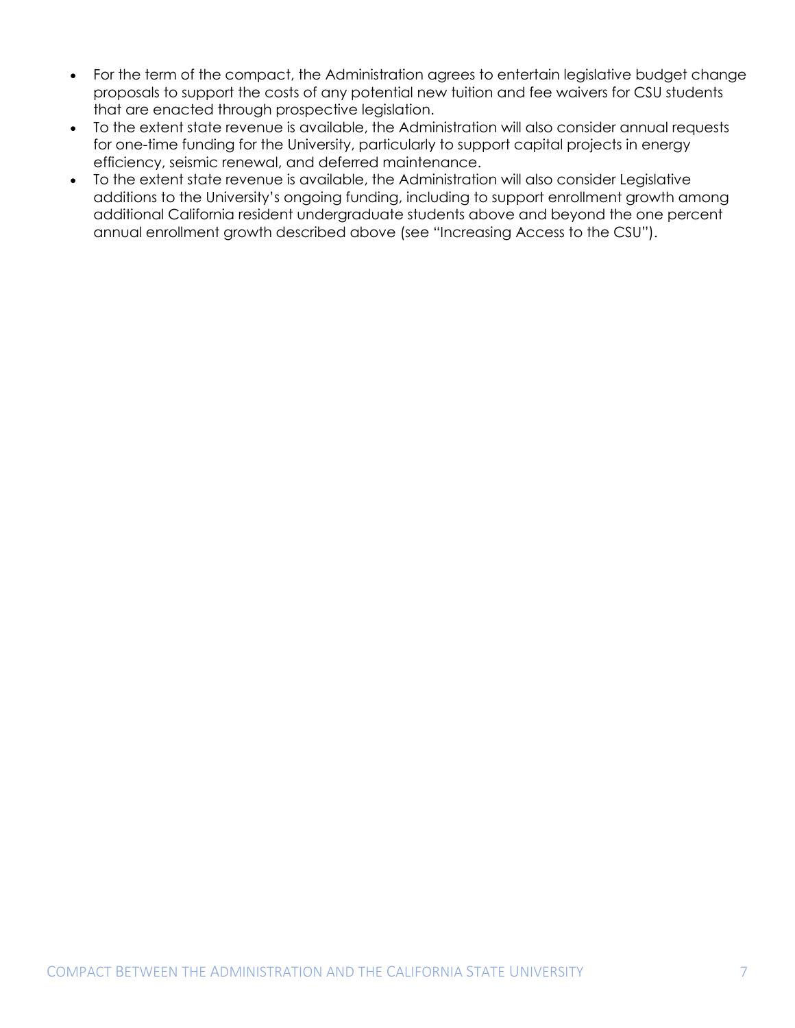- For the term of the compact, the Administration agrees to entertain legislative budget change proposals to support the costs of any potential new tuition and fee waivers for CSU students that are enacted through prospective legislation.
- To the extent state revenue is available, the Administration will also consider annual requests for one-time funding for the University, particularly to support capital projects in energy efficiency, seismic renewal, and deferred maintenance.
- To the extent state revenue is available, the Administration will also consider Legislative additions to the University's ongoing funding, including to support enrollment growth among additional California resident undergraduate students above and beyond the one percent annual enrollment growth described above (see "Increasing Access to the CSU").